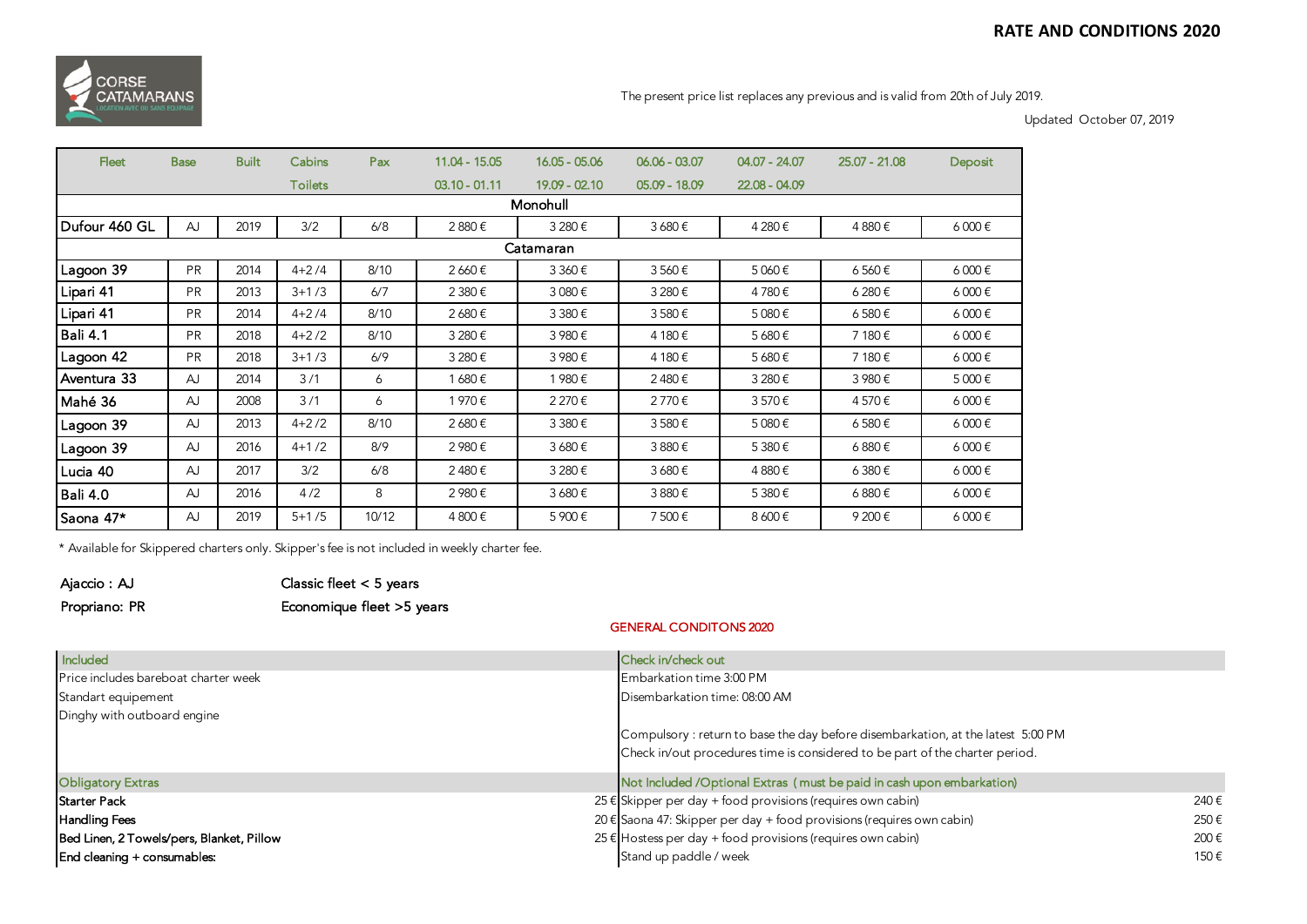# RATE AND CONDITIONS 2020

CORSE CATAMARANS

The present price list replaces any previous and is valid from 20th of July 2019.

Updated October 07, 2019

| Fleet | Base | Built | Cabins Toilets | Pax | 11.04 - 15.05 03.10 - 01.11 | 16.05 - 05.06 19.09 - 02.10 | 06.06 - 03.07 05.09 - 18.09 | 04.07 - 24.07 22.08 - 04.09 | 25.07 - 21.08 | Deposit |
|---|---|---|---|---|---|---|---|---|---|---|
| **Monohull** | | | | | | | | | | |
| Dufour 460 GL | AJ | 2019 | 3/2 | 6/8 | 2 880 € | 3 280 € | 3 680 € | 4 280 € | 4 880 € | 6 000 € |
| **Catamaran** | | | | | | | | | | |
| Lagoon 39 | PR | 2014 | 4+2 /4 | 8/10 | 2 660 € | 3 360 € | 3 560 € | 5 060 € | 6 560 € | 6 000 € |
| Lipari 41 | PR | 2013 | 3+1 /3 | 6/7 | 2 380 € | 3 080 € | 3 280 € | 4 780 € | 6 280 € | 6 000 € |
| Lipari 41 | PR | 2014 | 4+2 /4 | 8/10 | 2 680 € | 3 380 € | 3 580 € | 5 080 € | 6 580 € | 6 000 € |
| Bali 4.1 | PR | 2018 | 4+2 /2 | 8/10 | 3 280 € | 3 980 € | 4 180 € | 5 680 € | 7 180 € | 6 000 € |
| Lagoon 42 | PR | 2018 | 3+1 /3 | 6/9 | 3 280 € | 3 980 € | 4 180 € | 5 680 € | 7 180 € | 6 000 € |
| Aventura 33 | AJ | 2014 | 3 /1 | 6 | 1 680 € | 1 980 € | 2 480 € | 3 280 € | 3 980 € | 5 000 € |
| Mahé 36 | AJ | 2008 | 3 /1 | 6 | 1 970 € | 2 270 € | 2 770 € | 3 570 € | 4 570 € | 6 000 € |
| Lagoon 39 | AJ | 2013 | 4+2 /2 | 8/10 | 2 680 € | 3 380 € | 3 580 € | 5 080 € | 6 580 € | 6 000 € |
| Lagoon 39 | AJ | 2016 | 4+1 /2 | 8/9 | 2 980 € | 3 680 € | 3 880 € | 5 380 € | 6 880 € | 6 000 € |
| Lucia 40 | AJ | 2017 | 3/2 | 6/8 | 2 480 € | 3 280 € | 3 680 € | 4 880 € | 6 380 € | 6 000 € |
| Bali 4.0 | AJ | 2016 | 4 /2 | 8 | 2 980 € | 3 680 € | 3 880 € | 5 380 € | 6 880 € | 6 000 € |
| Saona 47* | AJ | 2019 | 5+1 /5 | 10/12 | 4 800 € | 5 900 € | 7 500 € | 8 600 € | 9 200 € | 6 000 € |

\* Available for Skippered charters only. Skipper's fee is not included in weekly charter fee.

Ajaccio : AJ — Classic fleet < 5 years

Propriano: PR — Economique fleet >5 years

## GENERAL CONDITONS 2020

| Included | | Check in/check out | |
|---|---|---|---|
| Price includes bareboat charter week | | Embarkation time 3:00 PM | |
| Standart equipement | | Disembarkation time: 08:00 AM | |
| Dinghy with outboard engine | | | |
| | | Compulsory : return to base the day before disembarkation, at the latest 5:00 PM | |
| | | Check in/out procedures time is considered to be part of the charter period. | |
| **Obligatory Extras** | | **Not Included /Optional Extras ( must be paid in cash upon embarkation)** | |
| **Starter Pack** | 25 € | Skipper per day + food provisions (requires own cabin) | 240 € |
| **Handling Fees** | 20 € | Saona 47: Skipper per day + food provisions (requires own cabin) | 250 € |
| **Bed Linen, 2 Towels/pers, Blanket, Pillow** | 25 € | Hostess per day + food provisions (requires own cabin) | 200 € |
| **End cleaning + consumables:** | | Stand up paddle / week | 150 € |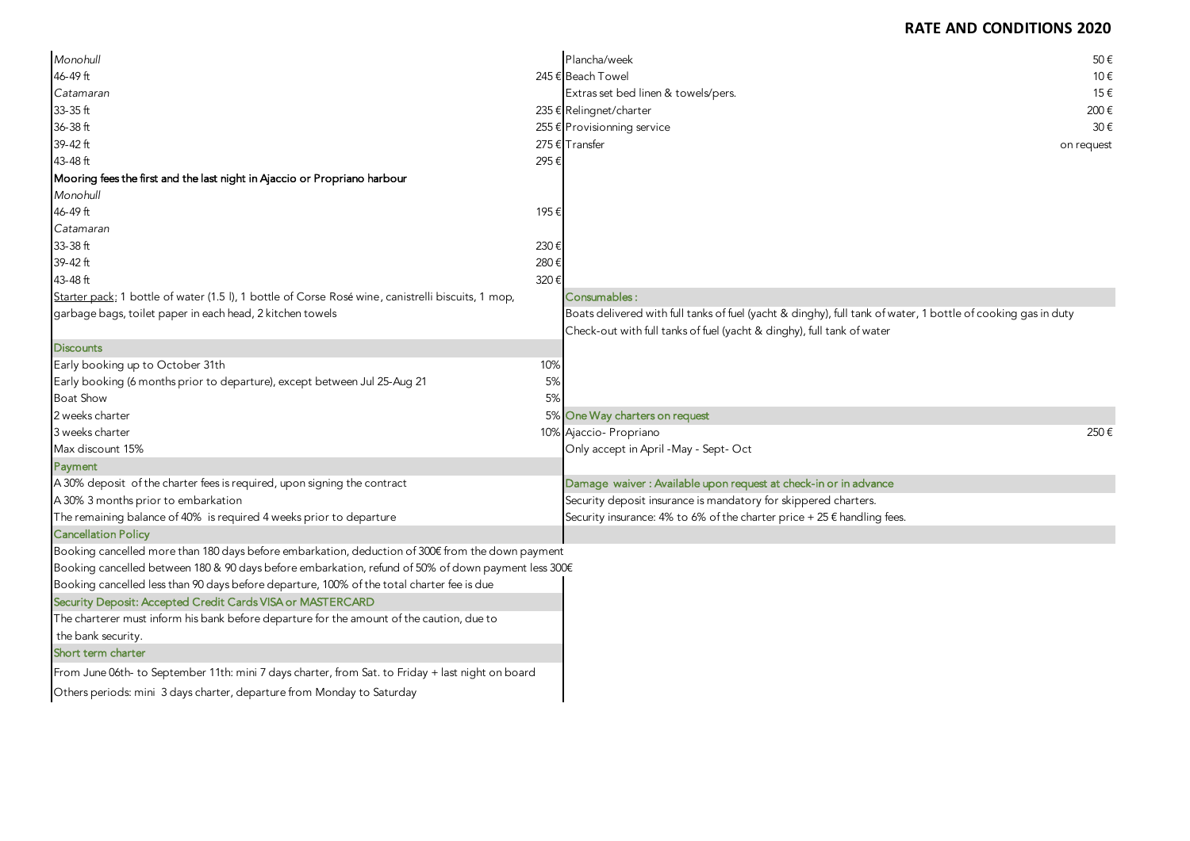# RATE AND CONDITIONS 2020

| | |
|---|---|
| *Monohull* | |
| 46-49 ft | 245 € |
| *Catamaran* | |
| 33-35 ft | 235 € |
| 36-38 ft | 255 € |
| 39-42 ft | 275 € |
| 43-48 ft | 295 € |

**Mooring fees the first and the last night in Ajaccio or Propriano harbour**

| | |
|---|---|
| *Monohull* | |
| 46-49 ft | 195 € |
| *Catamaran* | |
| 33-38 ft | 230 € |
| 39-42 ft | 280 € |
| 43-48 ft | 320 € |

Starter pack: 1 bottle of water (1.5 l), 1 bottle of Corse Rosé wine, canistrelli biscuits, 1 mop, garbage bags, toilet paper in each head, 2 kitchen towels

## Discounts

| | |
|---|---|
| Early booking up to October 31th | 10% |
| Early booking (6 months prior to departure), except between Jul 25-Aug 21 | 5% |
| Boat Show | 5% |
| 2 weeks charter | 5% |
| 3 weeks charter | 10% |
| Max discount 15% | |

## Payment

A 30% deposit of the charter fees is required, upon signing the contract

A 30% 3 months prior to embarkation

The remaining balance of 40% is required 4 weeks prior to departure

## Cancellation Policy

Booking cancelled more than 180 days before embarkation, deduction of 300€ from the down payment

Booking cancelled between 180 & 90 days before embarkation, refund of 50% of down payment less 300€

Booking cancelled less than 90 days before departure, 100% of the total charter fee is due

## Security Deposit: Accepted Credit Cards VISA or MASTERCARD

The charterer must inform his bank before departure for the amount of the caution, due to the bank security.

## Short term charter

From June 06th- to September 11th: mini 7 days charter, from Sat. to Friday + last night on board

Others periods: mini 3 days charter, departure from Monday to Saturday

| | |
|---|---|
| Plancha/week | 50 € |
| Beach Towel | 10 € |
| Extras set bed linen & towels/pers. | 15 € |
| Relingnet/charter | 200 € |
| Provisionning service | 30 € |
| Transfer | on request |

## Consumables :

Boats delivered with full tanks of fuel (yacht & dinghy), full tank of water, 1 bottle of cooking gas in duty

Check-out with full tanks of fuel (yacht & dinghy), full tank of water

## One Way charters on request

| | |
|---|---|
| Ajaccio- Propriano | 250 € |

Only accept in April -May - Sept- Oct

## Damage waiver : Available upon request at check-in or in advance

Security deposit insurance is mandatory for skippered charters.

Security insurance: 4% to 6% of the charter price + 25 € handling fees.